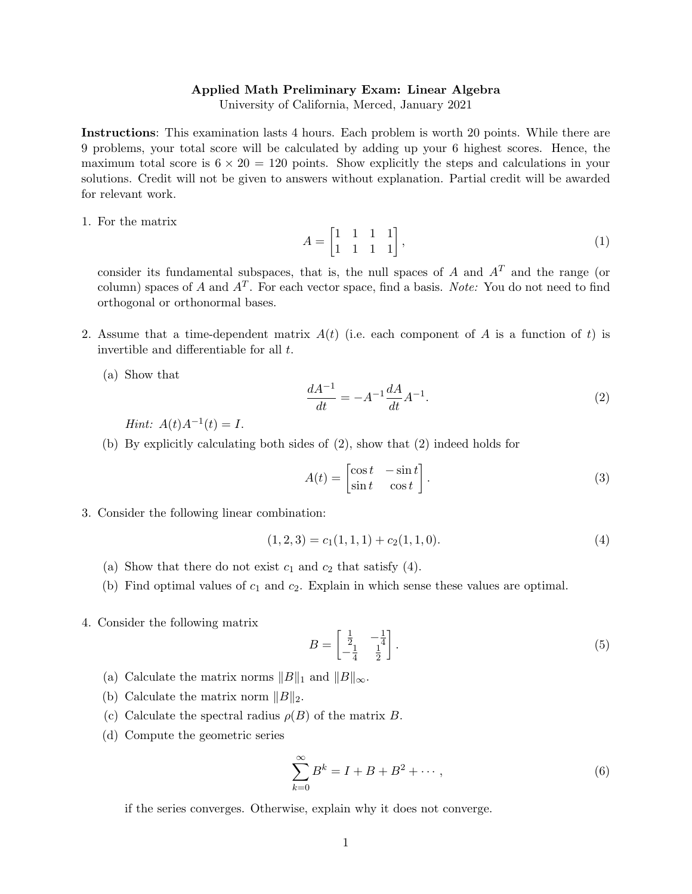**Applied Math Preliminary Exam: Linear Algebra**
University of California, Merced, January 2021

**Instructions**: This examination lasts 4 hours. Each problem is worth 20 points. While there are 9 problems, your total score will be calculated by adding up your 6 highest scores. Hence, the maximum total score is $6 \times 20 = 120$ points. Show explicitly the steps and calculations in your solutions. Credit will not be given to answers without explanation. Partial credit will be awarded for relevant work.

1. For the matrix

$$A = \begin{bmatrix} 1 & 1 & 1 & 1 \\ 1 & 1 & 1 & 1 \end{bmatrix}, \tag{1}$$

consider its fundamental subspaces, that is, the null spaces of $A$ and $A^T$ and the range (or column) spaces of $A$ and $A^T$. For each vector space, find a basis. *Note:* You do not need to find orthogonal or orthonormal bases.

2. Assume that a time-dependent matrix $A(t)$ (i.e. each component of $A$ is a function of $t$) is invertible and differentiable for all $t$.

   (a) Show that

$$\frac{dA^{-1}}{dt} = -A^{-1}\frac{dA}{dt}A^{-1}. \tag{2}$$

   *Hint:* $A(t)A^{-1}(t) = I$.

   (b) By explicitly calculating both sides of (2), show that (2) indeed holds for

$$A(t) = \begin{bmatrix} \cos t & -\sin t \\ \sin t & \cos t \end{bmatrix}. \tag{3}$$

3. Consider the following linear combination:

$$(1, 2, 3) = c_1(1, 1, 1) + c_2(1, 1, 0). \tag{4}$$

   (a) Show that there do not exist $c_1$ and $c_2$ that satisfy (4).

   (b) Find optimal values of $c_1$ and $c_2$. Explain in which sense these values are optimal.

4. Consider the following matrix

$$B = \begin{bmatrix} \frac{1}{2} & -\frac{1}{4} \\ -\frac{1}{4} & \frac{1}{2} \end{bmatrix}. \tag{5}$$

   (a) Calculate the matrix norms $\|B\|_1$ and $\|B\|_\infty$.

   (b) Calculate the matrix norm $\|B\|_2$.

   (c) Calculate the spectral radius $\rho(B)$ of the matrix $B$.

   (d) Compute the geometric series

$$\sum_{k=0}^{\infty} B^k = I + B + B^2 + \cdots, \tag{6}$$

   if the series converges. Otherwise, explain why it does not converge.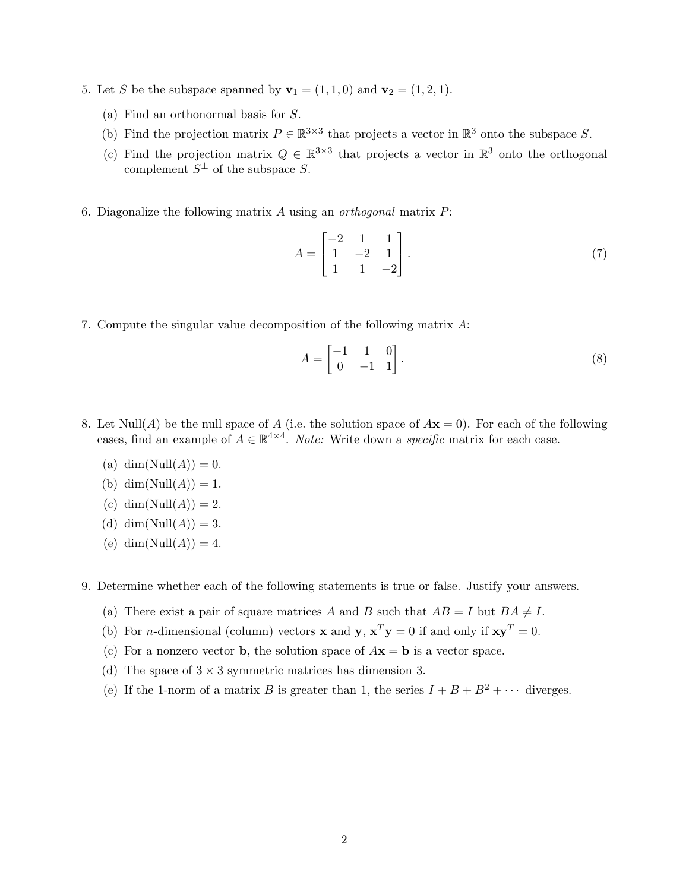5. Let $S$ be the subspace spanned by $\mathbf{v}_1 = (1, 1, 0)$ and $\mathbf{v}_2 = (1, 2, 1)$.

   (a) Find an orthonormal basis for $S$.

   (b) Find the projection matrix $P \in \mathbb{R}^{3\times 3}$ that projects a vector in $\mathbb{R}^3$ onto the subspace $S$.

   (c) Find the projection matrix $Q \in \mathbb{R}^{3\times 3}$ that projects a vector in $\mathbb{R}^3$ onto the orthogonal complement $S^\perp$ of the subspace $S$.

6. Diagonalize the following matrix $A$ using an *orthogonal* matrix $P$:

$$A = \begin{bmatrix} -2 & 1 & 1 \\ 1 & -2 & 1 \\ 1 & 1 & -2 \end{bmatrix}. \tag{7}$$

7. Compute the singular value decomposition of the following matrix $A$:

$$A = \begin{bmatrix} -1 & 1 & 0 \\ 0 & -1 & 1 \end{bmatrix}. \tag{8}$$

8. Let Null($A$) be the null space of $A$ (i.e. the solution space of $A\mathbf{x} = 0$). For each of the following cases, find an example of $A \in \mathbb{R}^{4\times 4}$. *Note:* Write down a *specific* matrix for each case.

   (a) $\dim(\text{Null}(A)) = 0$.

   (b) $\dim(\text{Null}(A)) = 1$.

   (c) $\dim(\text{Null}(A)) = 2$.

   (d) $\dim(\text{Null}(A)) = 3$.

   (e) $\dim(\text{Null}(A)) = 4$.

9. Determine whether each of the following statements is true or false. Justify your answers.

   (a) There exist a pair of square matrices $A$ and $B$ such that $AB = I$ but $BA \neq I$.

   (b) For $n$-dimensional (column) vectors $\mathbf{x}$ and $\mathbf{y}$, $\mathbf{x}^T\mathbf{y} = 0$ if and only if $\mathbf{x}\mathbf{y}^T = 0$.

   (c) For a nonzero vector $\mathbf{b}$, the solution space of $A\mathbf{x} = \mathbf{b}$ is a vector space.

   (d) The space of $3 \times 3$ symmetric matrices has dimension 3.

   (e) If the 1-norm of a matrix $B$ is greater than 1, the series $I + B + B^2 + \cdots$ diverges.